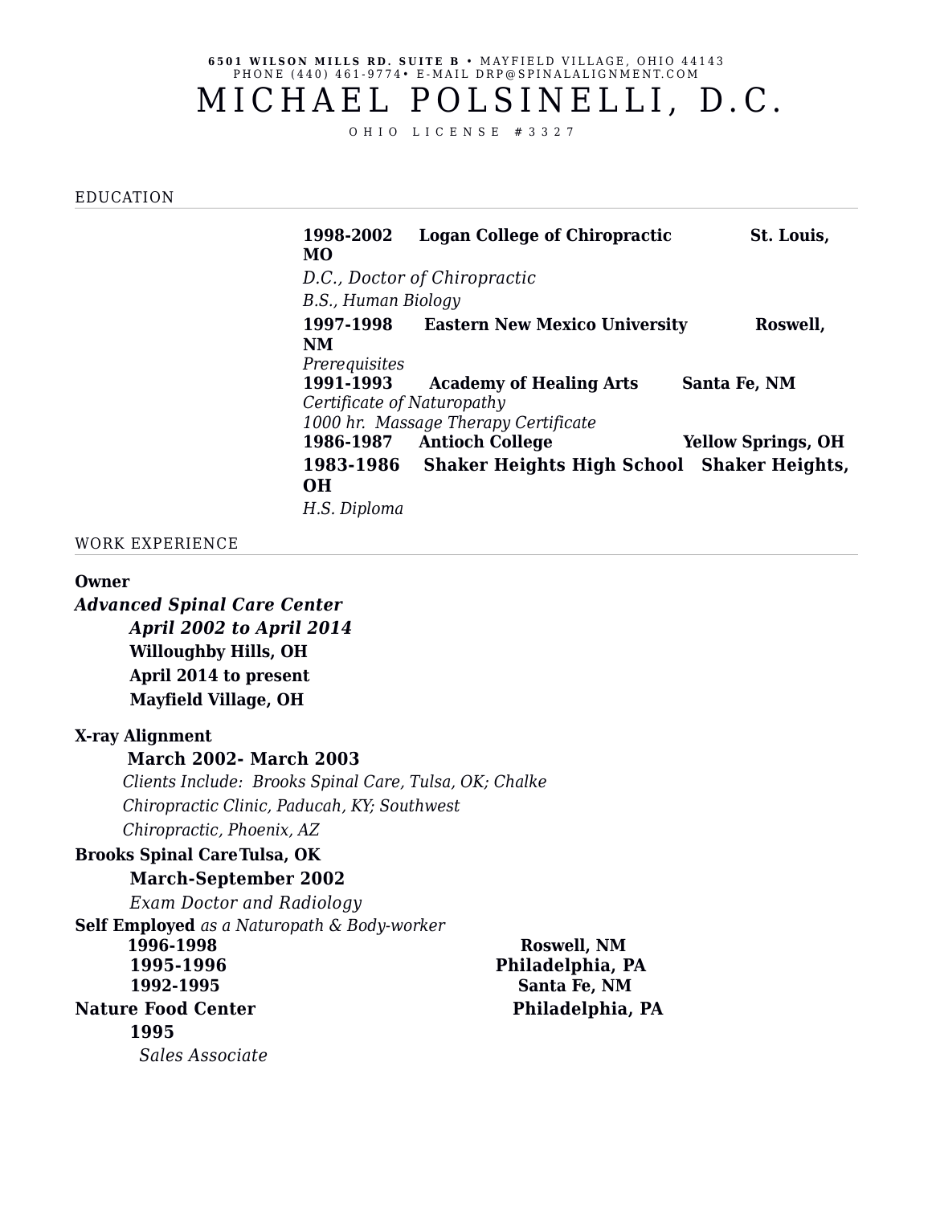**6501 WILSON MILLS RD. SUITE B** • MAYFIELD VILLAGE, OHIO 44143
PHONE (440) 461-9774• E-MAIL DRP@SPINALALIGNMENT.COM

# MICHAEL POLSINELLI, D.C.

OHIO LICENSE #3327

## EDUCATION

**1998-2002 Logan College of Chiropractic St. Louis, MO**

*D.C., Doctor of Chiropractic*

*B.S., Human Biology*

**1997-1998 Eastern New Mexico University Roswell, NM**

*Prerequisites*

**1991-1993 Academy of Healing Arts Santa Fe, NM**

*Certificate of Naturopathy*

*1000 hr. Massage Therapy Certificate*

**1986-1987 Antioch College Yellow Springs, OH**

**1983-1986 Shaker Heights High School Shaker Heights, OH**

*H.S. Diploma*

## WORK EXPERIENCE

**Owner**

***Advanced Spinal Care Center***

***April 2002 to April 2014***

**Willoughby Hills, OH**

**April 2014 to present**

**Mayfield Village, OH**

**X-ray Alignment**

**March 2002- March 2003**

*Clients Include: Brooks Spinal Care, Tulsa, OK; Chalke Chiropractic Clinic, Paducah, KY; Southwest Chiropractic, Phoenix, AZ*

**Brooks Spinal Care Tulsa, OK**

**March-September 2002**

*Exam Doctor and Radiology*

**Self Employed** *as a Naturopath & Body-worker*

**1996-1998 Roswell, NM**

**1995-1996 Philadelphia, PA**

**1992-1995 Santa Fe, NM**

**Nature Food Center Philadelphia, PA**

**1995**

*Sales Associate*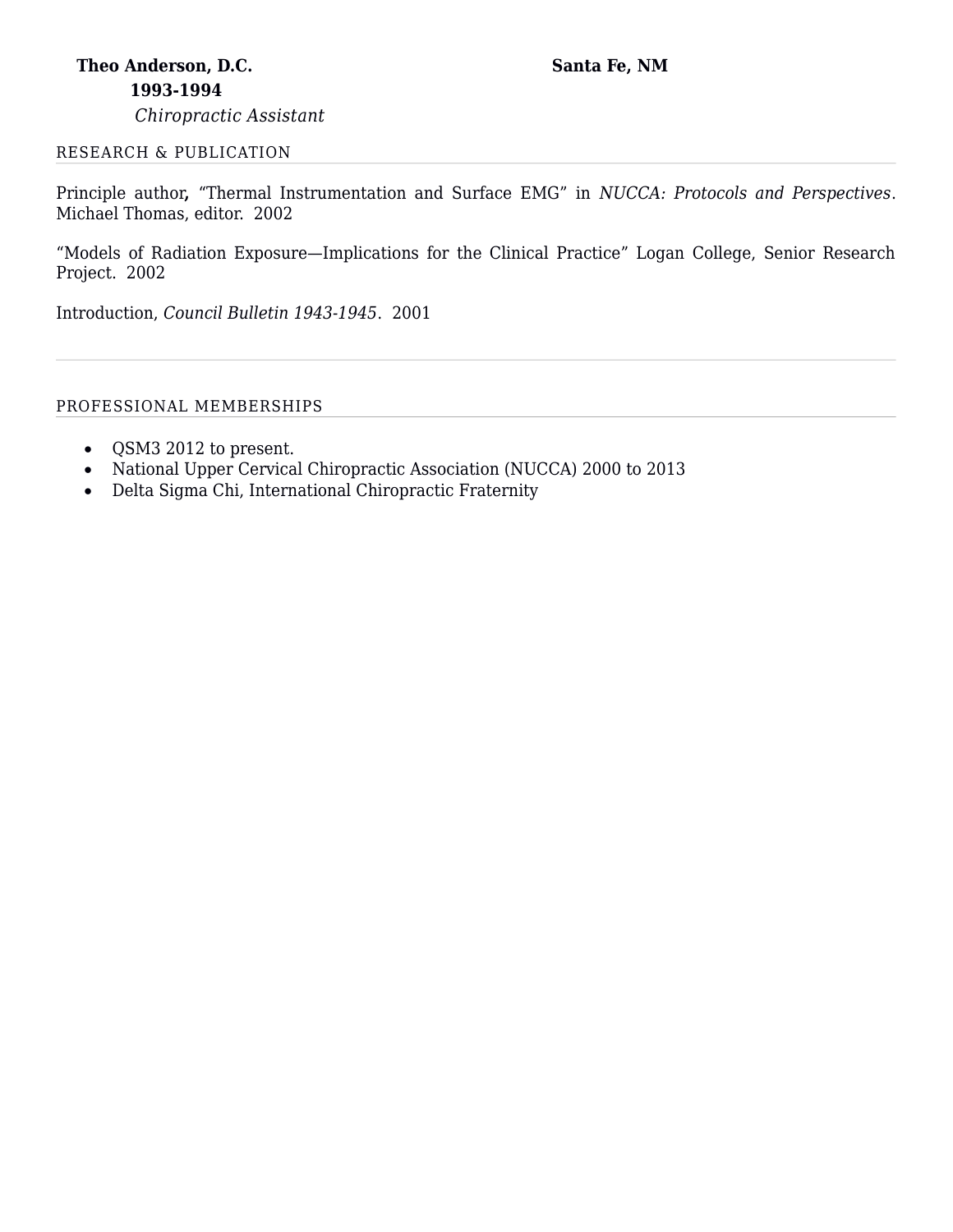**Theo Anderson, D.C.** **Santa Fe, NM**

**1993-1994**

*Chiropractic Assistant*

## RESEARCH & PUBLICATION

Principle author**,** “Thermal Instrumentation and Surface EMG” in *NUCCA: Protocols and Perspectives*. Michael Thomas, editor. 2002

“Models of Radiation Exposure—Implications for the Clinical Practice” Logan College, Senior Research Project. 2002

Introduction, *Council Bulletin 1943-1945*. 2001

---

## PROFESSIONAL MEMBERSHIPS

- QSM3 2012 to present.
- National Upper Cervical Chiropractic Association (NUCCA) 2000 to 2013
- Delta Sigma Chi, International Chiropractic Fraternity